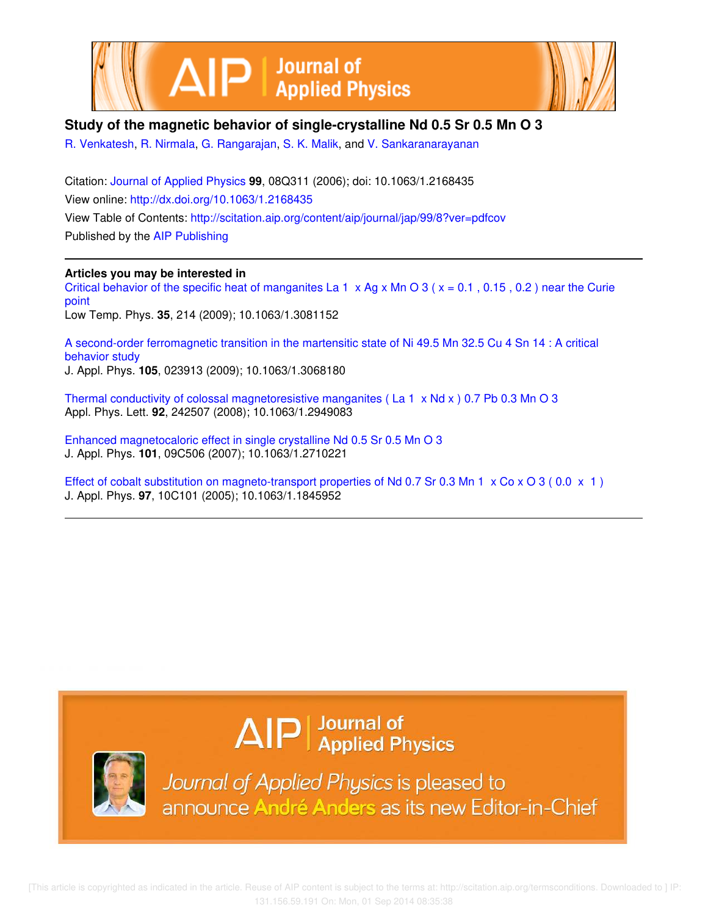# Study of the magnetic behavior of single-crystalline $Nd_{0.5}Sr_{0.5}MnO_3$

R. Venkatesh, R. Nirmala, G. Rangarajan, S. K. Malik, and V. Sankaranarayanan

Citation: Journal of Applied Physics **99**, 08Q311 (2006); doi: 10.1063/1.2168435

View online: http://dx.doi.org/10.1063/1.2168435

View Table of Contents: http://scitation.aip.org/content/aip/journal/jap/99/8?ver=pdfcov

Published by the AIP Publishing

**Articles you may be interested in**

Critical behavior of the specific heat of manganites $La_{1-x}Ag_xMnO_3$ ( $x = 0.1, 0.15, 0.2$ ) near the Curie point
Low Temp. Phys. **35**, 214 (2009); 10.1063/1.3081152

A second-order ferromagnetic transition in the martensitic state of $Ni_{49.5}Mn_{32.5}Cu_4Sn_{14}$ : A critical behavior study
J. Appl. Phys. **105**, 023913 (2009); 10.1063/1.3068180

Thermal conductivity of colossal magnetoresistive manganites $(La_{1-x}Nd_x)_{0.7}Pb_{0.3}MnO_3$
Appl. Phys. Lett. **92**, 242507 (2008); 10.1063/1.2949083

Enhanced magnetocaloric effect in single crystalline $Nd_{0.5}Sr_{0.5}MnO_3$
J. Appl. Phys. **101**, 09C506 (2007); 10.1063/1.2710221

Effect of cobalt substitution on magneto-transport properties of $Nd_{0.7}Sr_{0.3}Mn_{1-x}Co_xO_3$ ( $0.0 \leq x \leq 1$ )
J. Appl. Phys. **97**, 10C101 (2005); 10.1063/1.1845952

Journal of Applied Physics is pleased to announce André Anders as its new Editor-in-Chief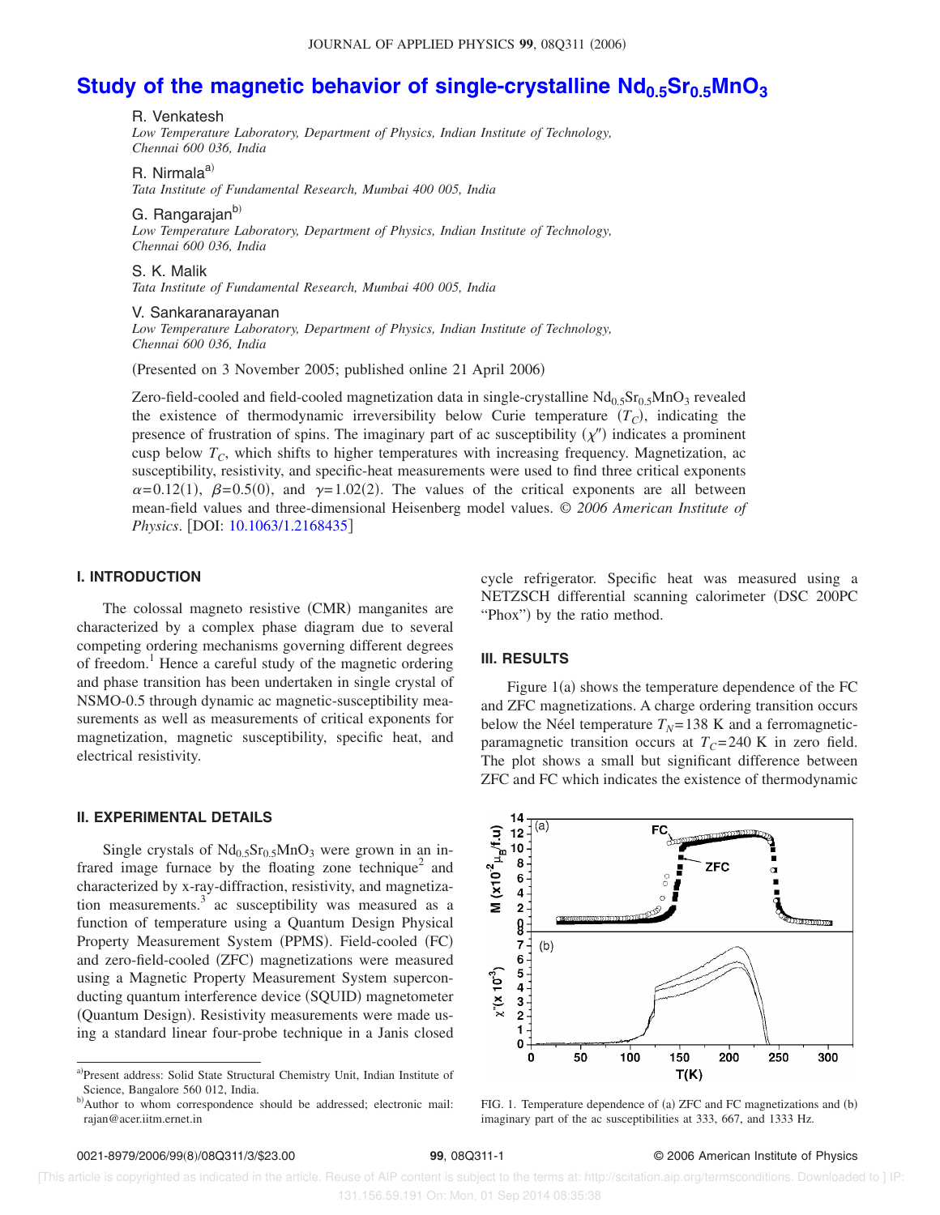# Study of the magnetic behavior of single-crystalline $Nd_{0.5}Sr_{0.5}MnO_3$

R. Venkatesh
*Low Temperature Laboratory, Department of Physics, Indian Institute of Technology, Chennai 600 036, India*

R. Nirmala[a]
*Tata Institute of Fundamental Research, Mumbai 400 005, India*

G. Rangarajan[b]
*Low Temperature Laboratory, Department of Physics, Indian Institute of Technology, Chennai 600 036, India*

S. K. Malik
*Tata Institute of Fundamental Research, Mumbai 400 005, India*

V. Sankaranarayanan
*Low Temperature Laboratory, Department of Physics, Indian Institute of Technology, Chennai 600 036, India*

(Presented on 3 November 2005; published online 21 April 2006)

Zero-field-cooled and field-cooled magnetization data in single-crystalline $Nd_{0.5}Sr_{0.5}MnO_3$ revealed the existence of thermodynamic irreversibility below Curie temperature ($T_C$), indicating the presence of frustration of spins. The imaginary part of ac susceptibility ($\chi''$) indicates a prominent cusp below $T_C$, which shifts to higher temperatures with increasing frequency. Magnetization, ac susceptibility, resistivity, and specific-heat measurements were used to find three critical exponents $\alpha=0.12(1)$, $\beta=0.5(0)$, and $\gamma=1.02(2)$. The values of the critical exponents are all between mean-field values and three-dimensional Heisenberg model values. © *2006 American Institute of Physics*. [DOI: 10.1063/1.2168435]

## I. INTRODUCTION

The colossal magneto resistive (CMR) manganites are characterized by a complex phase diagram due to several competing ordering mechanisms governing different degrees of freedom.[1] Hence a careful study of the magnetic ordering and phase transition has been undertaken in single crystal of NSMO-0.5 through dynamic ac magnetic-susceptibility measurements as well as measurements of critical exponents for magnetization, magnetic susceptibility, specific heat, and electrical resistivity.

## II. EXPERIMENTAL DETAILS

Single crystals of $Nd_{0.5}Sr_{0.5}MnO_3$ were grown in an infrared image furnace by the floating zone technique[2] and characterized by x-ray-diffraction, resistivity, and magnetization measurements.[3] ac susceptibility was measured as a function of temperature using a Quantum Design Physical Property Measurement System (PPMS). Field-cooled (FC) and zero-field-cooled (ZFC) magnetizations were measured using a Magnetic Property Measurement System superconducting quantum interference device (SQUID) magnetometer (Quantum Design). Resistivity measurements were made using a standard linear four-probe technique in a Janis closed cycle refrigerator. Specific heat was measured using a NETZSCH differential scanning calorimeter (DSC 200PC "Phox") by the ratio method.

## III. RESULTS

Figure 1(a) shows the temperature dependence of the FC and ZFC magnetizations. A charge ordering transition occurs below the Néel temperature $T_N=138$ K and a ferromagnetic-paramagnetic transition occurs at $T_C=240$ K in zero field. The plot shows a small but significant difference between ZFC and FC which indicates the existence of thermodynamic

FIG. 1. Temperature dependence of (a) ZFC and FC magnetizations and (b) imaginary part of the ac susceptibilities at 333, 667, and 1333 Hz.

[a]Present address: Solid State Structural Chemistry Unit, Indian Institute of Science, Bangalore 560 012, India.

[b]Author to whom correspondence should be addressed; electronic mail: rajan@acer.iitm.ernet.in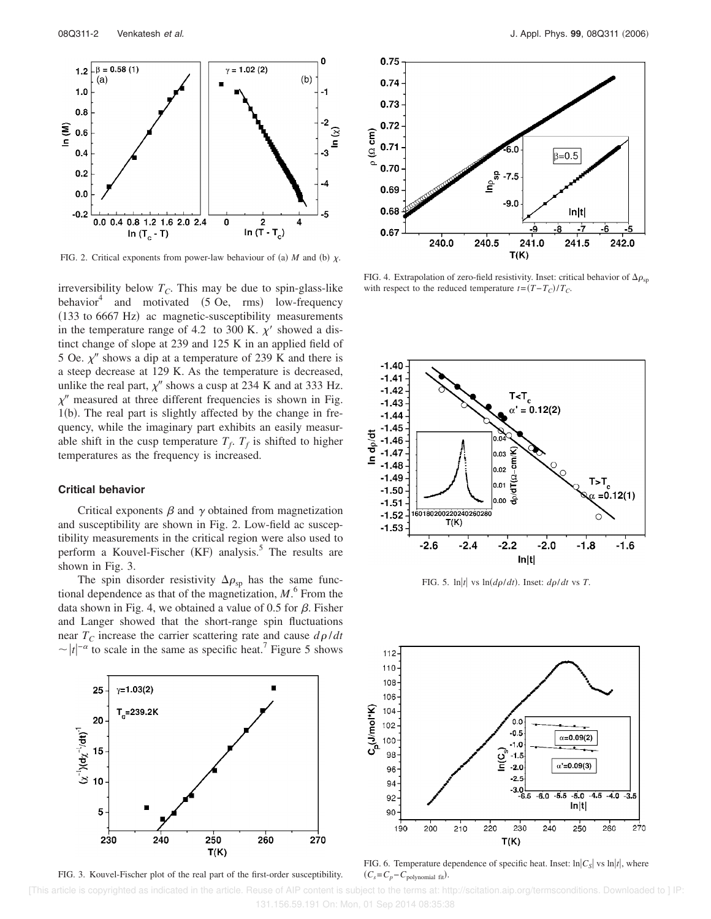FIG. 2. Critical exponents from power-law behaviour of (a) $M$ and (b) $\chi$.

irreversibility below $T_C$. This may be due to spin-glass-like behavior[4] and motivated (5 Oe, rms) low-frequency (133 to 6667 Hz) ac magnetic-susceptibility measurements in the temperature range of 4.2 to 300 K. $\chi'$ showed a distinct change of slope at 239 and 125 K in an applied field of 5 Oe. $\chi''$ shows a dip at a temperature of 239 K and there is a steep decrease at 129 K. As the temperature is decreased, unlike the real part, $\chi''$ shows a cusp at 234 K and at 333 Hz. $\chi''$ measured at three different frequencies is shown in Fig. 1(b). The real part is slightly affected by the change in frequency, while the imaginary part exhibits an easily measurable shift in the cusp temperature $T_f$. $T_f$ is shifted to higher temperatures as the frequency is increased.

### Critical behavior

Critical exponents $\beta$ and $\gamma$ obtained from magnetization and susceptibility are shown in Fig. 2. Low-field ac susceptibility measurements in the critical region were also used to perform a Kouvel-Fischer (KF) analysis.[5] The results are shown in Fig. 3.

The spin disorder resistivity $\Delta\rho_{\text{sp}}$ has the same functional dependence as that of the magnetization, $M$.[6] From the data shown in Fig. 4, we obtained a value of 0.5 for $\beta$. Fisher and Langer showed that the short-range spin fluctuations near $T_C$ increase the carrier scattering rate and cause $d\rho/dt \sim |t|^{-\alpha}$ to scale in the same as specific heat.[7] Figure 5 shows

FIG. 3. Kouvel-Fischer plot of the real part of the first-order susceptibility.

FIG. 4. Extrapolation of zero-field resistivity. Inset: critical behavior of $\Delta\rho_{\text{sp}}$ with respect to the reduced temperature $t=(T-T_C)/T_C$.

FIG. 5. $\ln|t|$ vs $\ln(d\rho/dt)$. Inset: $d\rho/dt$ vs $T$.

FIG. 6. Temperature dependence of specific heat. Inset: $\ln|C_S|$ vs $\ln|t|$, where $(C_s = C_p - C_{\text{polynomial fit}})$.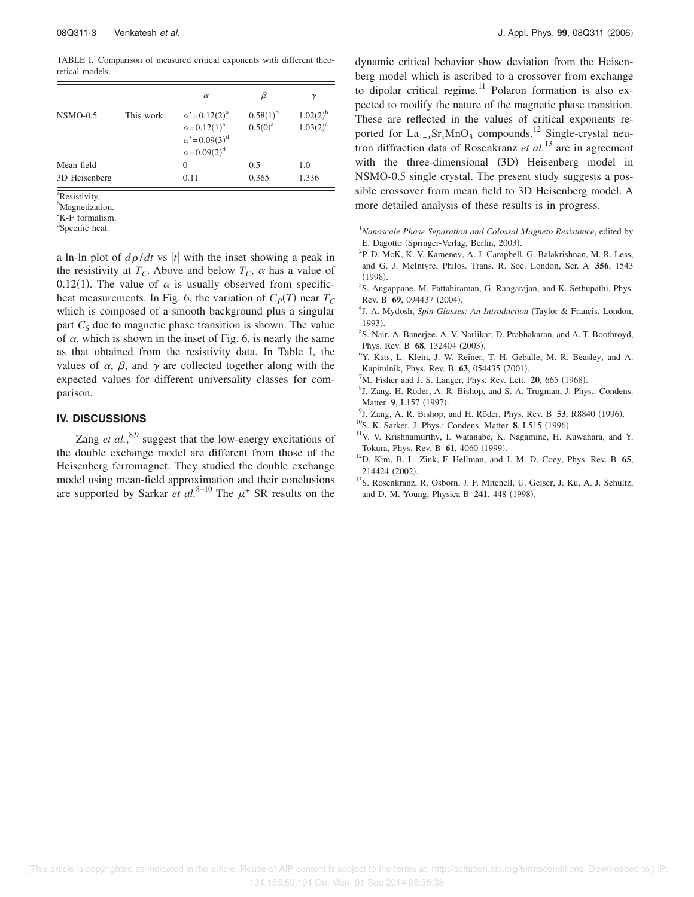TABLE I. Comparison of measured critical exponents with different theoretical models.

| | | $\alpha$ | $\beta$ | $\gamma$ |
|---|---|---|---|---|
| NSMO-0.5 | This work | $\alpha'=0.12(2)$[a] $\alpha=0.12(1)$[a] $\alpha'=0.09(3)$[d] $\alpha=0.09(2)$[d] | $0.58(1)$[b] $0.5(0)$[a] | $1.02(2)$[b] $1.03(2)$[c] |
| Mean field | | 0 | 0.5 | 1.0 |
| 3D Heisenberg | | 0.11 | 0.365 | 1.336 |

[a]Resistivity.
[b]Magnetization.
[c]K-F formalism.
[d]Specific heat.

a ln-ln plot of $d\rho/dt$ vs $|t|$ with the inset showing a peak in the resistivity at $T_C$. Above and below $T_C$, $\alpha$ has a value of 0.12(1). The value of $\alpha$ is usually observed from specific-heat measurements. In Fig. 6, the variation of $C_P(T)$ near $T_C$ which is composed of a smooth background plus a singular part $C_S$ due to magnetic phase transition is shown. The value of $\alpha$, which is shown in the inset of Fig. 6, is nearly the same as that obtained from the resistivity data. In Table I, the values of $\alpha$, $\beta$, and $\gamma$ are collected together along with the expected values for different universality classes for comparison.

## IV. DISCUSSIONS

Zang *et al.*,[8,9] suggest that the low-energy excitations of the double exchange model are different from those of the Heisenberg ferromagnet. They studied the double exchange model using mean-field approximation and their conclusions are supported by Sarkar *et al.*[8–10] The $\mu^+$ SR results on the dynamic critical behavior show deviation from the Heisenberg model which is ascribed to a crossover from exchange to dipolar critical regime.[11] Polaron formation is also expected to modify the nature of the magnetic phase transition. These are reflected in the values of critical exponents reported for $La_{1-x}Sr_xMnO_3$ compounds.[12] Single-crystal neutron diffraction data of Rosenkranz *et al.*[13] are in agreement with the three-dimensional (3D) Heisenberg model in NSMO-0.5 single crystal. The present study suggests a possible crossover from mean field to 3D Heisenberg model. A more detailed analysis of these results is in progress.

[1]*Nanoscale Phase Separation and Colossal Magneto Resistance*, edited by E. Dagotto (Springer-Verlag, Berlin, 2003).
[2]P. D. McK, K. V. Kamenev, A. J. Campbell, G. Balakrishnan, M. R. Less, and G. J. McIntyre, Philos. Trans. R. Soc. London, Ser. A **356**, 1543 (1998).
[3]S. Angappane, M. Pattabiraman, G. Rangarajan, and K. Sethupathi, Phys. Rev. B **69**, 094437 (2004).
[4]J. A. Mydosh, *Spin Glasses: An Introduction* (Taylor & Francis, London, 1993).
[5]S. Nair, A. Banerjee, A. V. Narlikar, D. Prabhakaran, and A. T. Boothroyd, Phys. Rev. B **68**, 132404 (2003).
[6]Y. Kats, L. Klein, J. W. Reiner, T. H. Geballe, M. R. Beasley, and A. Kapitulnik, Phys. Rev. B **63**, 054435 (2001).
[7]M. Fisher and J. S. Langer, Phys. Rev. Lett. **20**, 665 (1968).
[8]J. Zang, H. Röder, A. R. Bishop, and S. A. Trugman, J. Phys.: Condens. Matter **9**, L157 (1997).
[9]J. Zang, A. R. Bishop, and H. Röder, Phys. Rev. B **53**, R8840 (1996).
[10]S. K. Sarker, J. Phys.: Condens. Matter **8**, L515 (1996).
[11]V. V. Krishnamurthy, I. Watanabe, K. Nagamine, H. Kuwahara, and Y. Tokura, Phys. Rev. B **61**, 4060 (1999).
[12]D. Kim, B. L. Zink, F. Hellman, and J. M. D. Coey, Phys. Rev. B **65**, 214424 (2002).
[13]S. Rosenkranz, R. Osborn, J. F. Mitchell, U. Geiser, J. Ku, A. J. Schultz, and D. M. Young, Physica B **241**, 448 (1998).